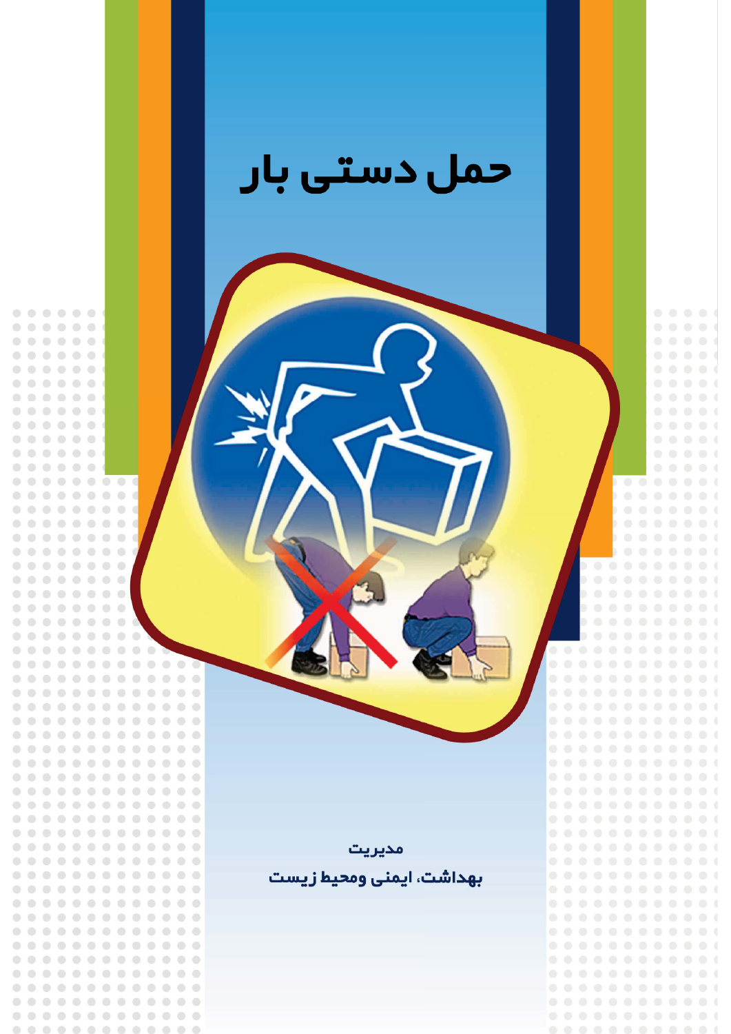# حمل دستی بار

مدیریت

بهداشت، ایمنی ومحیط زیست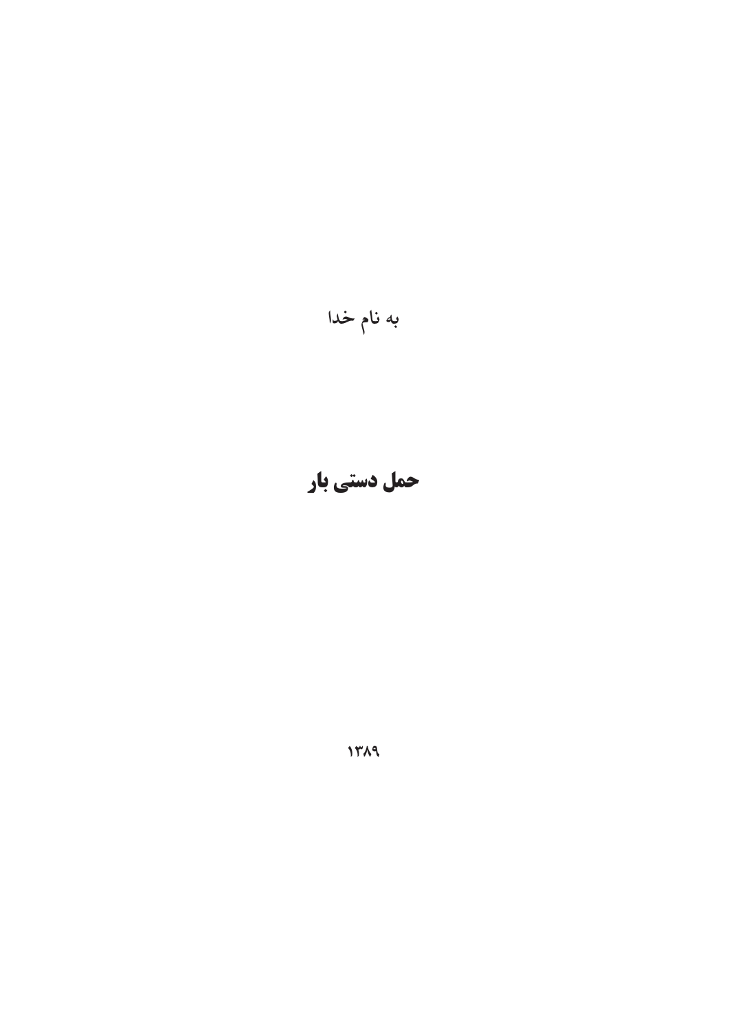به نام خدا

# حمل دستی بار

۱۳۸۹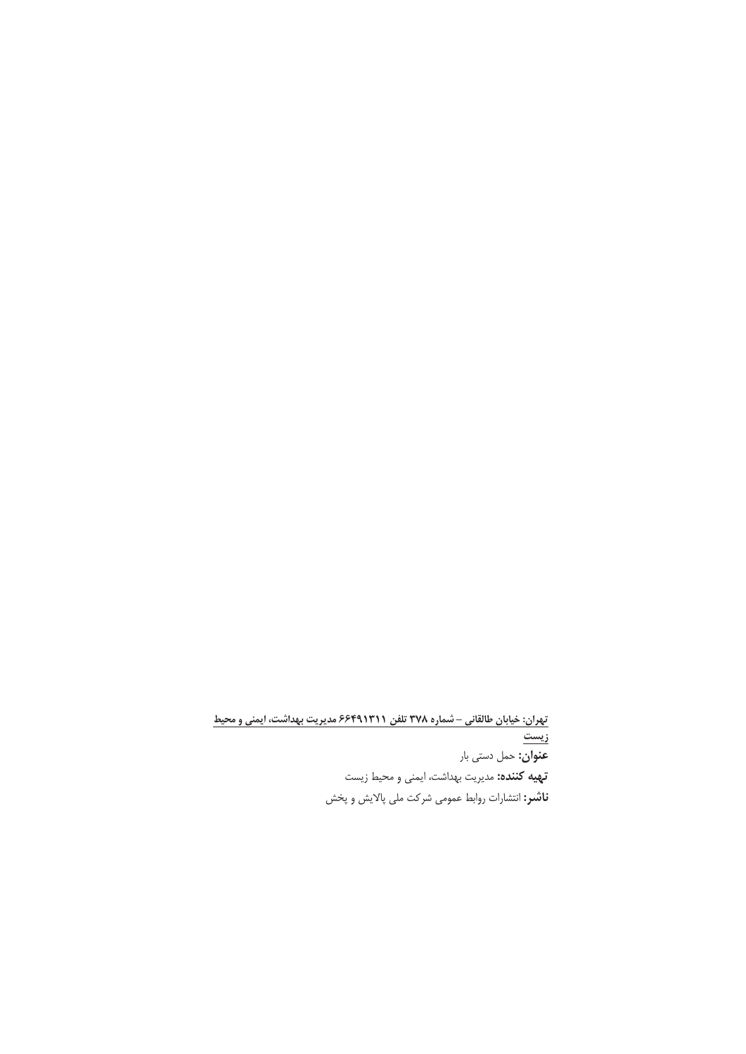**تهران: خیابان طالقانی – شماره ۳۷۸ تلفن ۶۶۴۹۱۳۱۱ مدیریت بهداشت، ایمنی و محیط زیست**

**عنوان:** حمل دستی بار

**تهیه کننده:** مدیریت بهداشت، ایمنی و محیط زیست

**ناشر:** انتشارات روابط عمومی شرکت ملی پالایش و پخش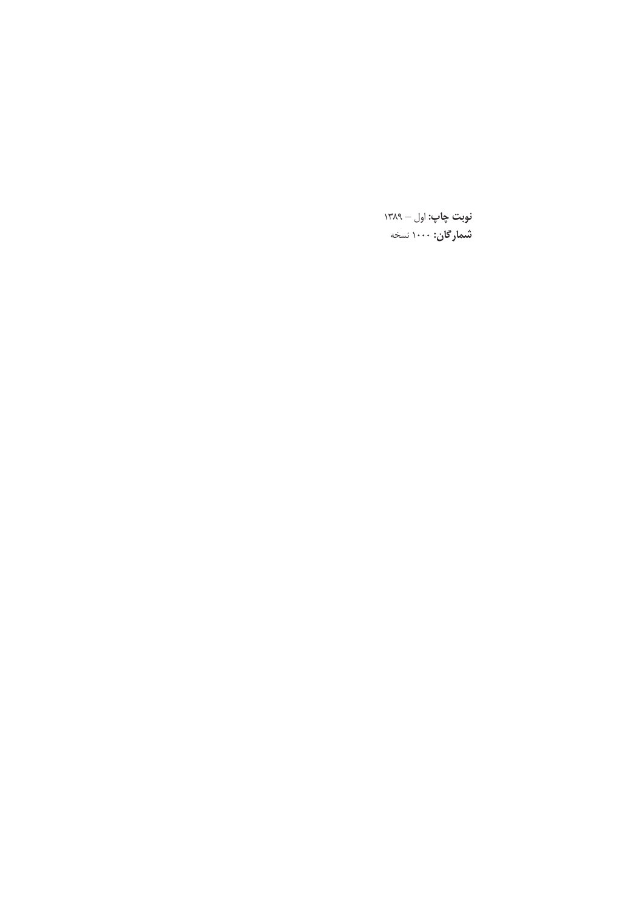**نوبت چاپ:** اول – ۱۳۸۹

**شمارگان:** ۱۰۰۰ نسخه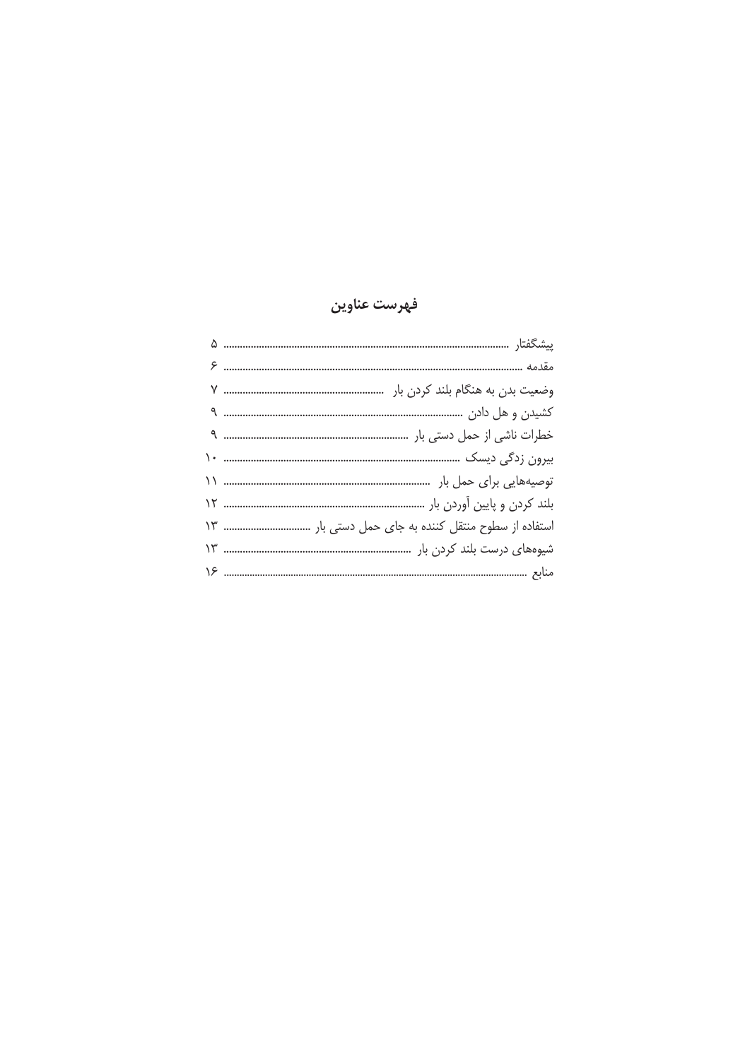## فهرست عناوین

پیشگفتار ........................................................................................................ ۵

مقدمه ........................................................................................................... ۶

وضعیت بدن به هنگام بلند کردن بار ........................................................... ۷

کشیدن و هل دادن ...................................................................................... ۹

خطرات ناشی از حمل دستی بار ................................................................... ۹

بیرون زدگی دیسک ...................................................................................... ۱۰

توصیه‌هایی برای حمل بار .......................................................................... ۱۱

بلند کردن و پایین آوردن بار ........................................................................ ۱۲

استفاده از سطوح منتقل کننده به جای حمل دستی بار ................................ ۱۳

شیوه‌های درست بلند کردن بار .................................................................... ۱۳

منابع ........................................................................................................... ۱۶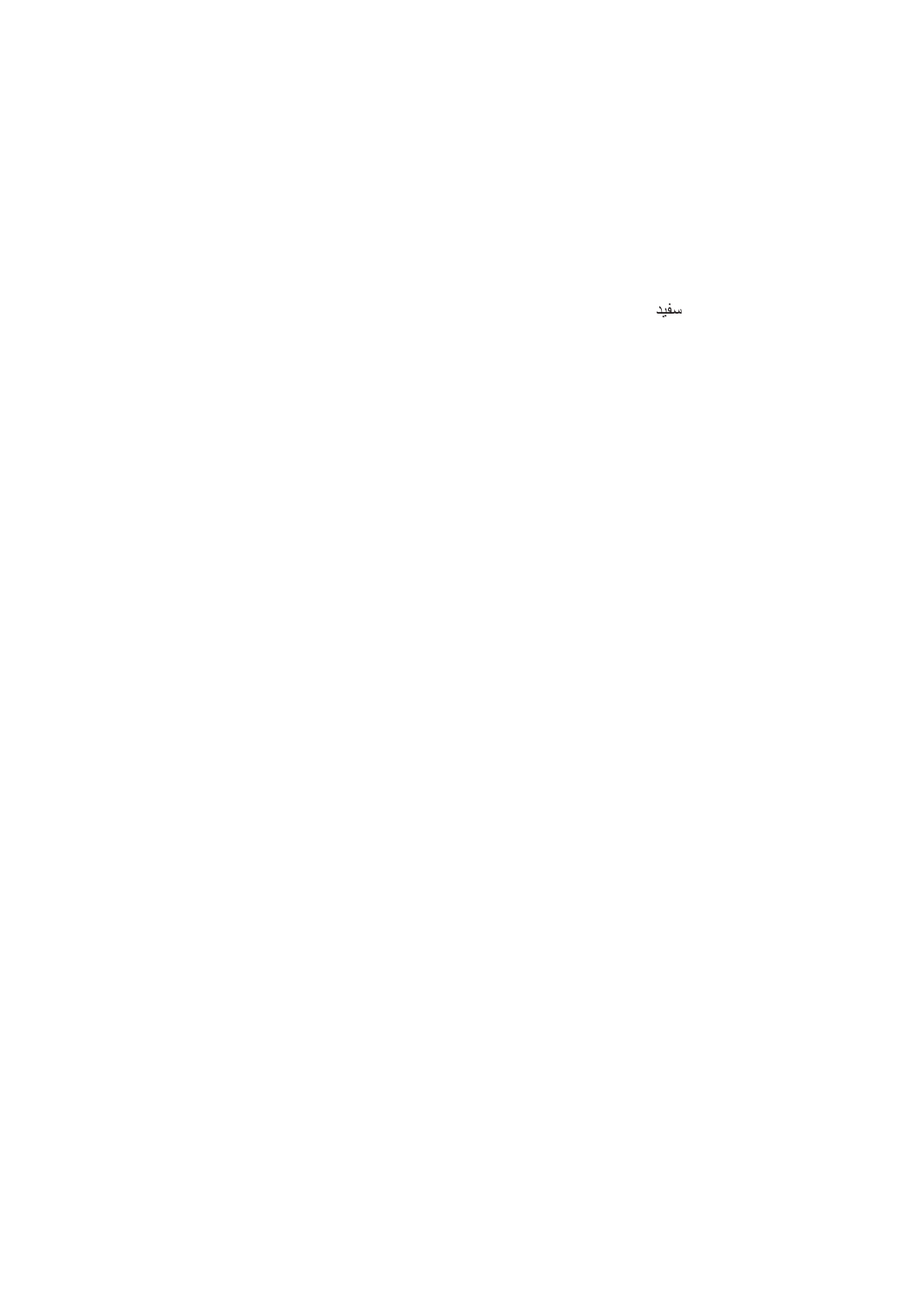سفید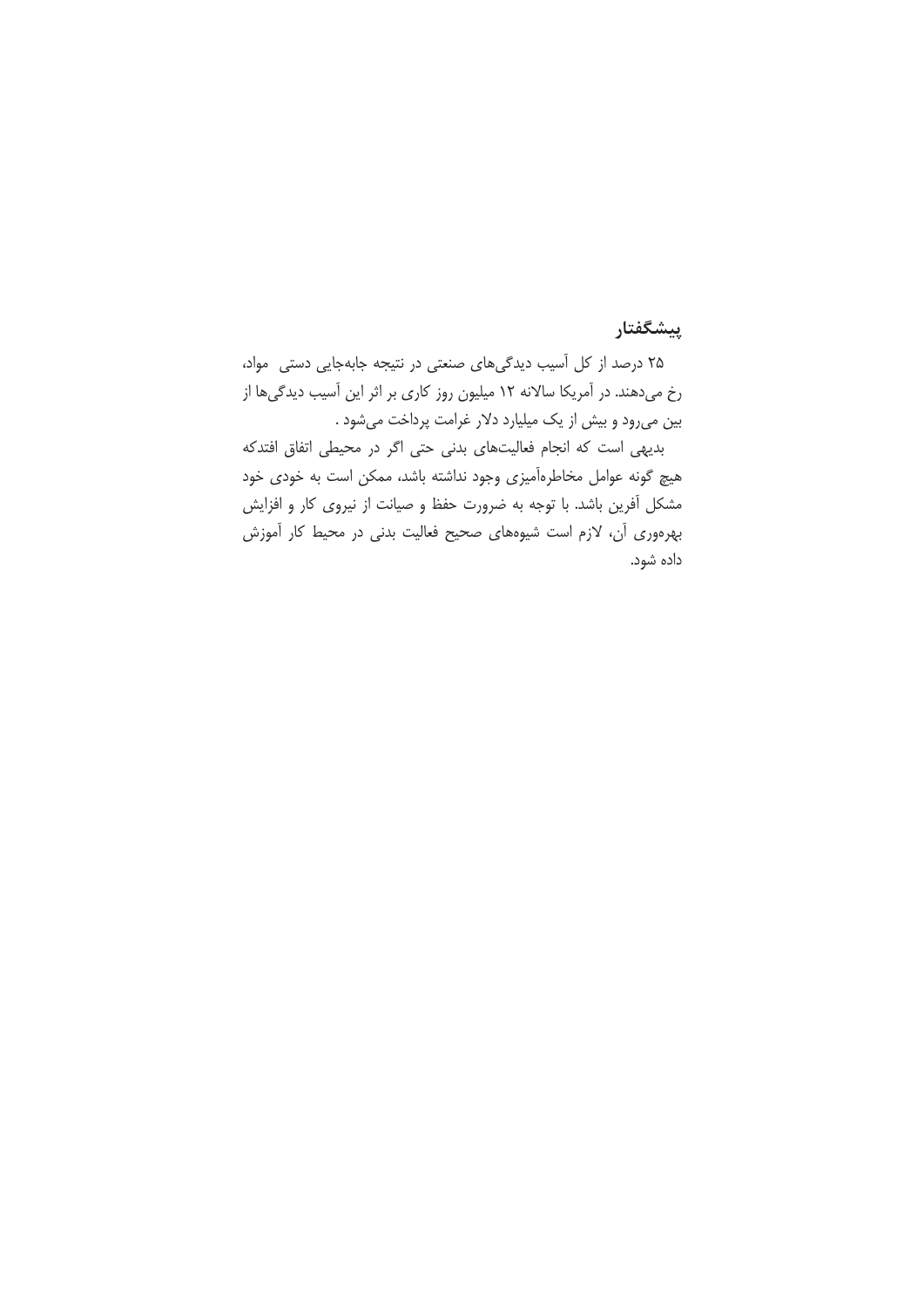## پیشگفتار

۲۵ درصد از کل آسیب دیدگی‌های صنعتی در نتیجه جابه‌جایی دستی مواد، رخ می‌دهند. در آمریکا سالانه ۱۲ میلیون روز کاری بر اثر این آسیب دیدگی‌ها از بین می‌رود و بیش از یک میلیارد دلار غرامت پرداخت می‌شود .

بدیهی است که انجام فعالیت‌های بدنی حتی اگر در محیطی اتفاق افتدکه هیچ گونه عوامل مخاطره‌آمیزی وجود نداشته باشد، ممکن است به خودی خود مشکل آفرین باشد. با توجه به ضرورت حفظ و صیانت از نیروی کار و افزایش بهره‌وری آن، لازم است شیوه‌های صحیح فعالیت بدنی در محیط کار آموزش داده شود.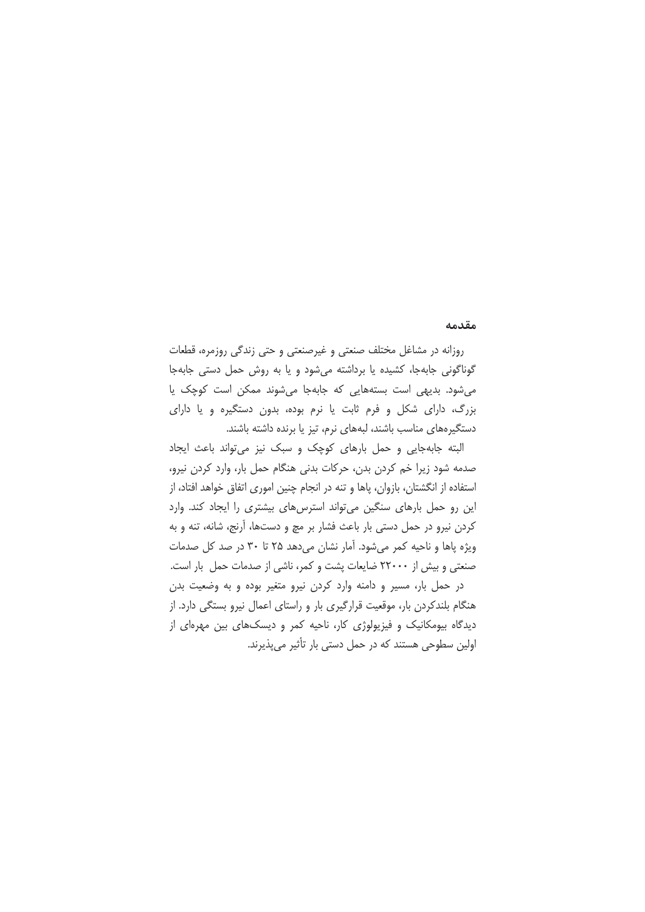## مقدمه

روزانه در مشاغل مختلف صنعتی و غیرصنعتی و حتی زندگی روزمره، قطعات گوناگونی جابه‌جا، کشیده یا برداشته می‌شود و یا به روش حمل دستی جابه‌جا می‌شود. بدیهی است بسته‌هایی که جابه‌جا می‌شوند ممکن است کوچک یا بزرگ، دارای شکل و فرم ثابت یا نرم بوده، بدون دستگیره و یا دارای دستگیره‌های مناسب باشند، لبه‌های نرم، تیز یا برنده داشته باشند.

البته جابه‌جایی و حمل بارهای کوچک و سبک نیز می‌تواند باعث ایجاد صدمه شود زیرا خم کردن بدن، حرکات بدنی هنگام حمل بار، وارد کردن نیرو، استفاده از انگشتان، بازوان، پاها و تنه در انجام چنین اموری اتفاق خواهد افتاد، از این رو حمل بارهای سنگین می‌تواند استرس‌های بیشتری را ایجاد کند. وارد کردن نیرو در حمل دستی بار باعث فشار بر مچ و دست‌ها، آرنج، شانه، تنه و به ویژه پاها و ناحیه کمر می‌شود. آمار نشان می‌دهد ۲۵ تا ۳۰ در صد کل صدمات صنعتی و بیش از ۲۲۰۰۰ ضایعات پشت و کمر، ناشی از صدمات حمل بار است.

در حمل بار، مسیر و دامنه وارد کردن نیرو متغیر بوده و به وضعیت بدن هنگام بلندکردن بار، موقعیت قرارگیری بار و راستای اعمال نیرو بستگی دارد. از دیدگاه بیومکانیک و فیزیولوژی کار، ناحیه کمر و دیسک‌های بین مهره‌ای از اولین سطوحی هستند که در حمل دستی بار تأثیر می‌پذیرند.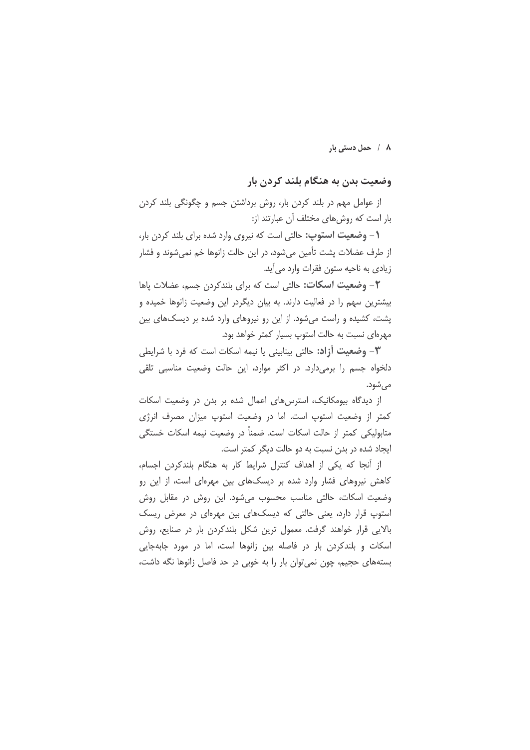## وضعیت بدن به هنگام بلند کردن بار

از عوامل مهم در بلند کردن بار، روش برداشتن جسم و چگونگی بلند کردن بار است که روش‌های مختلف آن عبارتند از:

۱- **وضعیت استوپ:** حالتی است که نیروی وارد شده برای بلند کردن بار، از طرف عضلات پشت تأمین می‌شود، در این حالت زانوها خم نمی‌شوند و فشار زیادی به ناحیه ستون فقرات وارد می‌آید.

۲- **وضعیت اسکات:** حالتی است که برای بلندکردن جسم، عضلات پاها بیشترین سهم را در فعالیت دارند. به بیان دیگردر این وضعیت زانوها خمیده و پشت، کشیده و راست می‌شود. از این رو نیروهای وارد شده بر دیسک‌های بین مهره‌ای نسبت به حالت استوپ بسیار کمتر خواهد بود.

۳- **وضعیت آزاد:** حالتی بینابینی یا نیمه اسکات است که فرد با شرایطی دلخواه جسم را برمی‌دارد. در اکثر موارد، این حالت وضعیت مناسبی تلقی می‌شود.

از دیدگاه بیومکانیک، استرس‌های اعمال شده بر بدن در وضعیت اسکات کمتر از وضعیت استوپ است. اما در وضعیت استوپ میزان مصرف انرژی متابولیکی کمتر از حالت اسکات است. ضمناً در وضعیت نیمه اسکات خستگی ایجاد شده در بدن نسبت به دو حالت دیگر کمتر است.

از آنجا که یکی از اهداف کنترل شرایط کار به هنگام بلندکردن اجسام، کاهش نیروهای فشار وارد شده بر دیسک‌های بین مهره‌ای است، از این رو وضعیت اسکات، حالتی مناسب محسوب می‌شود. این روش در مقابل روش استوپ قرار دارد، یعنی حالتی که دیسک‌های بین مهره‌ای در معرض ریسک بالایی قرار خواهند گرفت. معمول ترین شکل بلندکردن بار در صنایع، روش اسکات و بلندکردن بار در فاصله بین زانوها است، اما در مورد جابه‌جایی بسته‌های حجیم، چون نمی‌توان بار را به خوبی در حد فاصل زانوها نگه داشت،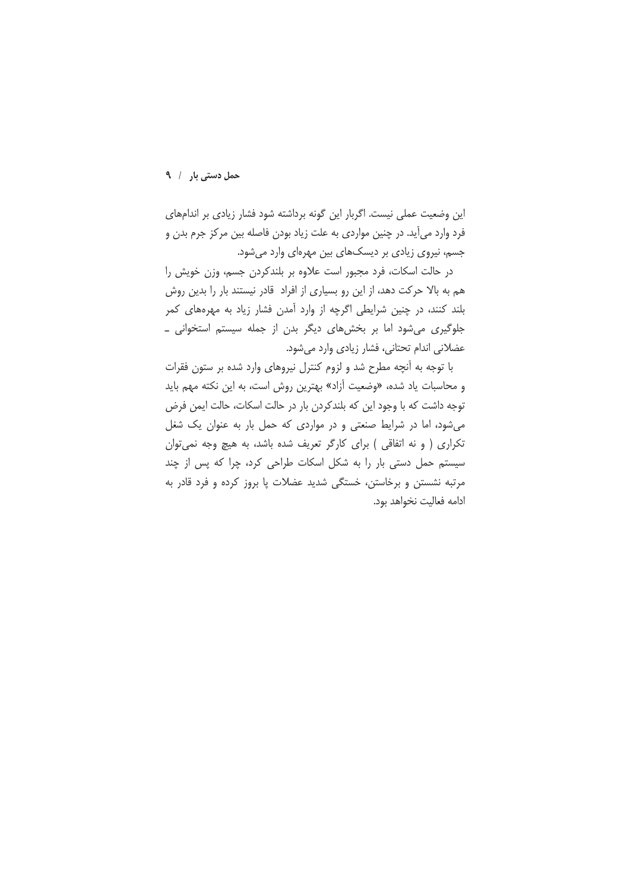این وضعیت عملی نیست. اگربار این گونه برداشته شود فشار زیادی بر اندام‌های فرد وارد می‌آید. در چنین مواردی به علت زیاد بودن فاصله بین مرکز جرم بدن و جسم، نیروی زیادی بر دیسک‌های بین مهره‌ای وارد می‌شود.

در حالت اسکات، فرد مجبور است علاوه بر بلندکردن جسم، وزن خویش را هم به بالا حرکت دهد، از این رو بسیاری از افراد  قادر نیستند بار را بدین روش بلند کنند، در چنین شرایطی اگرچه از وارد آمدن فشار زیاد به مهره‌های کمر جلوگیری می‌شود اما بر بخش‌های دیگر بدن از جمله سیستم استخوانی ـ عضلانی اندام تحتانی، فشار زیادی وارد می‌شود.

با توجه به آنچه مطرح شد و لزوم کنترل نیروهای وارد شده بر ستون فقرات و محاسبات یاد شده، «وضعیت آزاد» بهترین روش است، به این نکته مهم باید توجه داشت که با وجود این که بلندکردن بار در حالت اسکات، حالت ایمن فرض می‌شود، اما در شرایط صنعتی و در مواردی که حمل بار به عنوان یک شغل تکراری ( و نه اتفاقی ) برای کارگر تعریف شده باشد، به هیچ وجه نمی‌توان سیستم حمل دستی بار را به شکل اسکات طراحی کرد، چرا که پس از چند مرتبه نشستن و برخاستن، خستگی شدید عضلات پا بروز کرده و فرد قادر به ادامه فعالیت نخواهد بود.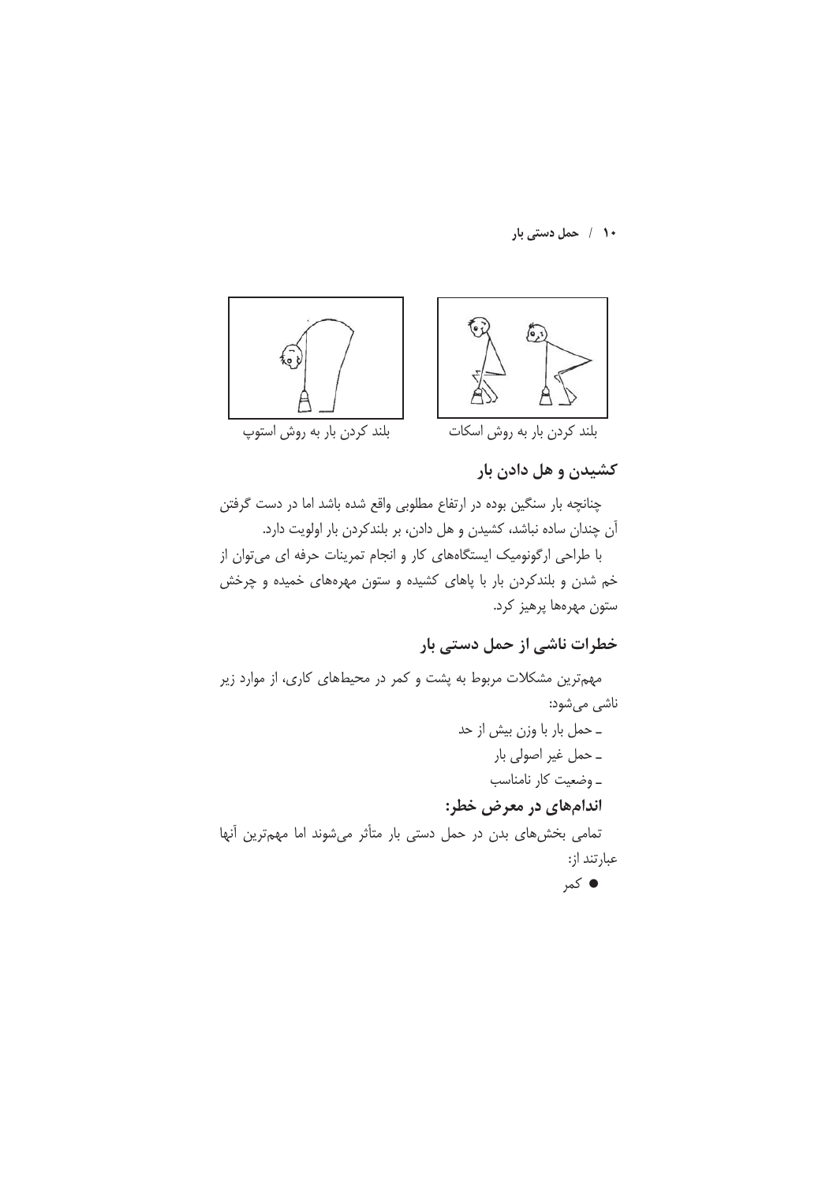بلند کردن بار به روش استوپ

بلند کردن بار به روش اسکات

## کشیدن و هل دادن بار

چنانچه بار سنگین بوده در ارتفاع مطلوبی واقع شده باشد اما در دست گرفتن آن چندان ساده نباشد، کشیدن و هل دادن، بر بلندکردن بار اولویت دارد.

با طراحی ارگونومیک ایستگاه‌های کار و انجام تمرینات حرفه ای می‌توان از خم شدن و بلندکردن بار با پاهای کشیده و ستون مهره‌های خمیده و چرخش ستون مهره‌ها پرهیز کرد.

## خطرات ناشی از حمل دستی بار

مهم‌ترین مشکلات مربوط به پشت و کمر در محیط‌های کاری، از موارد زیر ناشی می‌شود:

- حمل بار با وزن بیش از حد
- حمل غیر اصولی بار
- وضعیت کار نامناسب

### اندام‌های در معرض خطر:

تمامی بخش‌های بدن در حمل دستی بار متأثر می‌شوند اما مهم‌ترین آنها عبارتند از:

- کمر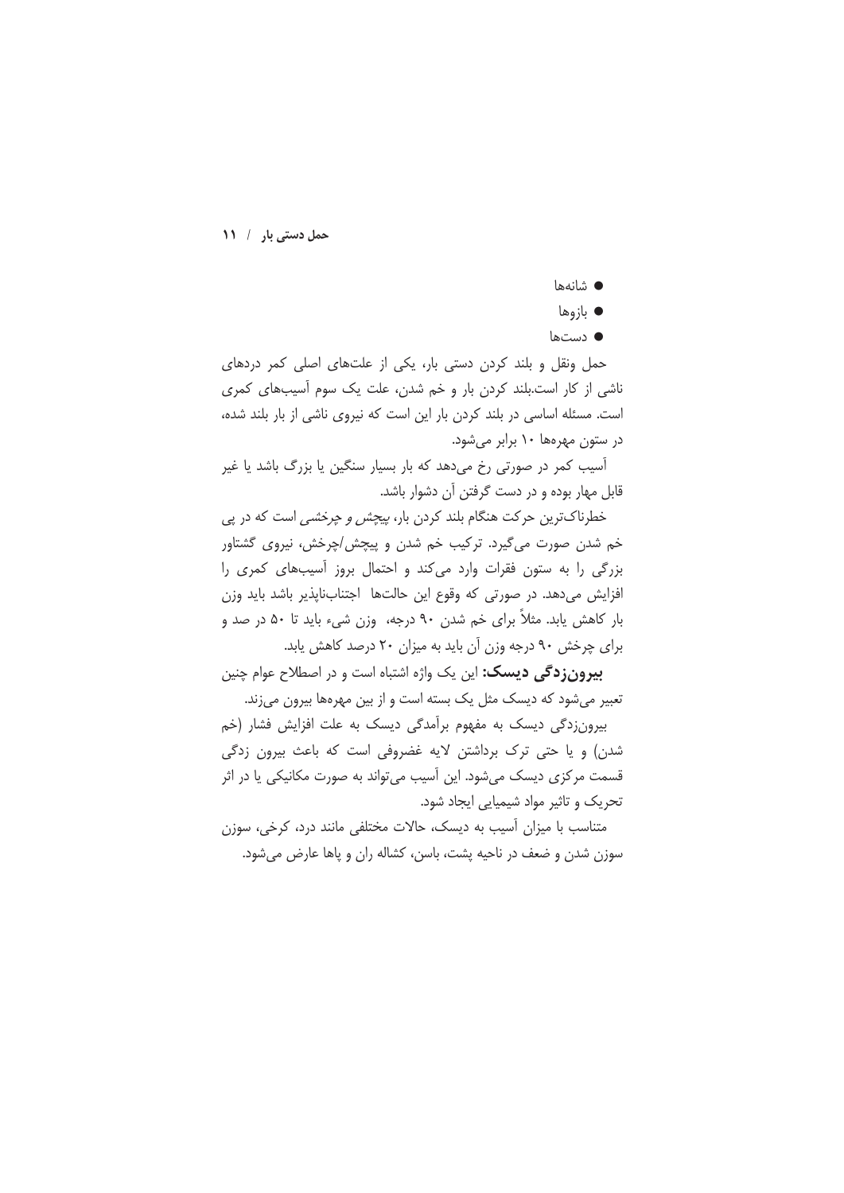- شانه‌ها
- بازوها
- دست‌ها

حمل ونقل و بلند کردن دستی بار، یکی از علت‌های اصلی کمر دردهای ناشی از کار است.بلند کردن بار و خم شدن، علت یک سوم آسیب‌های کمری است. مسئله اساسی در بلند کردن بار این است که نیروی ناشی از بار بلند شده، در ستون مهره‌ها ۱۰ برابر می‌شود.

آسیب کمر در صورتی رخ می‌دهد که بار بسیار سنگین یا بزرگ باشد یا غیر قابل مهار بوده و در دست گرفتن آن دشوار باشد.

خطرناک‌ترین حرکت هنگام بلند کردن بار، *پیچش و چرخشی* است که در پی خم شدن صورت می‌گیرد. ترکیب خم شدن و پیچش/چرخش، نیروی گشتاور بزرگی را به ستون فقرات وارد می‌کند و احتمال بروز آسیب‌های کمری را افزایش می‌دهد. در صورتی که وقوع این حالت‌ها اجتناب‌ناپذیر باشد باید وزن بار کاهش یابد. مثلاً برای خم شدن ۹۰ درجه، وزن شیء باید تا ۵۰ در صد و برای چرخش ۹۰ درجه وزن آن باید به میزان ۲۰ درصد کاهش یابد.

**بیرون‌زدگی دیسک:** این یک واژه اشتباه است و در اصطلاح عوام چنین تعبیر می‌شود که دیسک مثل یک بسته است و از بین مهره‌ها بیرون می‌زند.

بیرون‌زدگی دیسک به مفهوم برآمدگی دیسک به علت افزایش فشار (خم شدن) و یا حتی ترک برداشتن لایه غضروفی است که باعث بیرون زدگی قسمت مرکزی دیسک می‌شود. این آسیب می‌تواند به صورت مکانیکی یا در اثر تحریک و تاثیر مواد شیمیایی ایجاد شود.

متناسب با میزان آسیب به دیسک، حالات مختلفی مانند درد، کرخی، سوزن سوزن شدن و ضعف در ناحیه پشت، باسن، کشاله ران و پاها عارض می‌شود.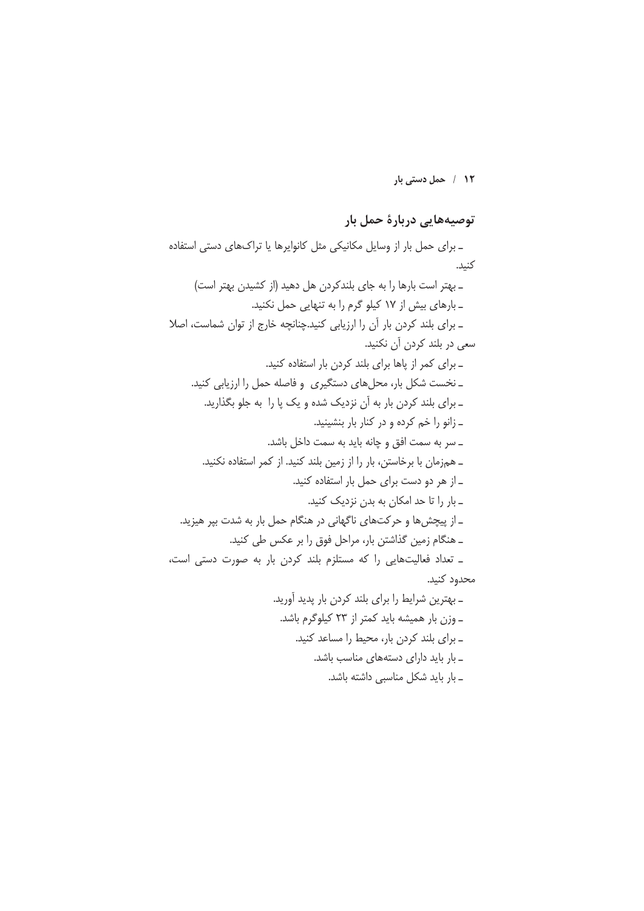## توصیه‌هایی دربارهٔ حمل بار

- برای حمل بار از وسایل مکانیکی مثل کانوایرها یا تراک‌های دستی استفاده کنید.
- بهتر است بارها را به جای بلندکردن هل دهید (از کشیدن بهتر است)
- بارهای بیش از ۱۷ کیلو گرم را به تنهایی حمل نکنید.
- برای بلند کردن بار آن را ارزیابی کنید.چنانچه خارج از توان شماست، اصلا سعی در بلند کردن آن نکنید.
- برای کمر از پاها برای بلند کردن بار استفاده کنید.
- نخست شکل بار، محل‌های دستگیری و فاصله حمل را ارزیابی کنید.
- برای بلند کردن بار به آن نزدیک شده و یک پا را به جلو بگذارید.
- زانو را خم کرده و در کنار بار بنشینید.
- سر به سمت افق و چانه باید به سمت داخل باشد.
- هم‌زمان با برخاستن، بار را از زمین بلند کنید. از کمر استفاده نکنید.
- از هر دو دست برای حمل بار استفاده کنید.
- بار را تا حد امکان به بدن نزدیک کنید.
- از پیچش‌ها و حرکت‌های ناگهانی در هنگام حمل بار به شدت بپر هیزید.
- هنگام زمین گذاشتن بار، مراحل فوق را بر عکس طی کنید.
- تعداد فعالیت‌هایی را که مستلزم بلند کردن بار به صورت دستی است، محدود کنید.
- بهترین شرایط را برای بلند کردن بار پدید آورید.
- وزن بار همیشه باید کمتر از ۲۳ کیلوگرم باشد.
- برای بلند کردن بار، محیط را مساعد کنید.
- بار باید دارای دسته‌های مناسب باشد.
- بار باید شکل مناسبی داشته باشد.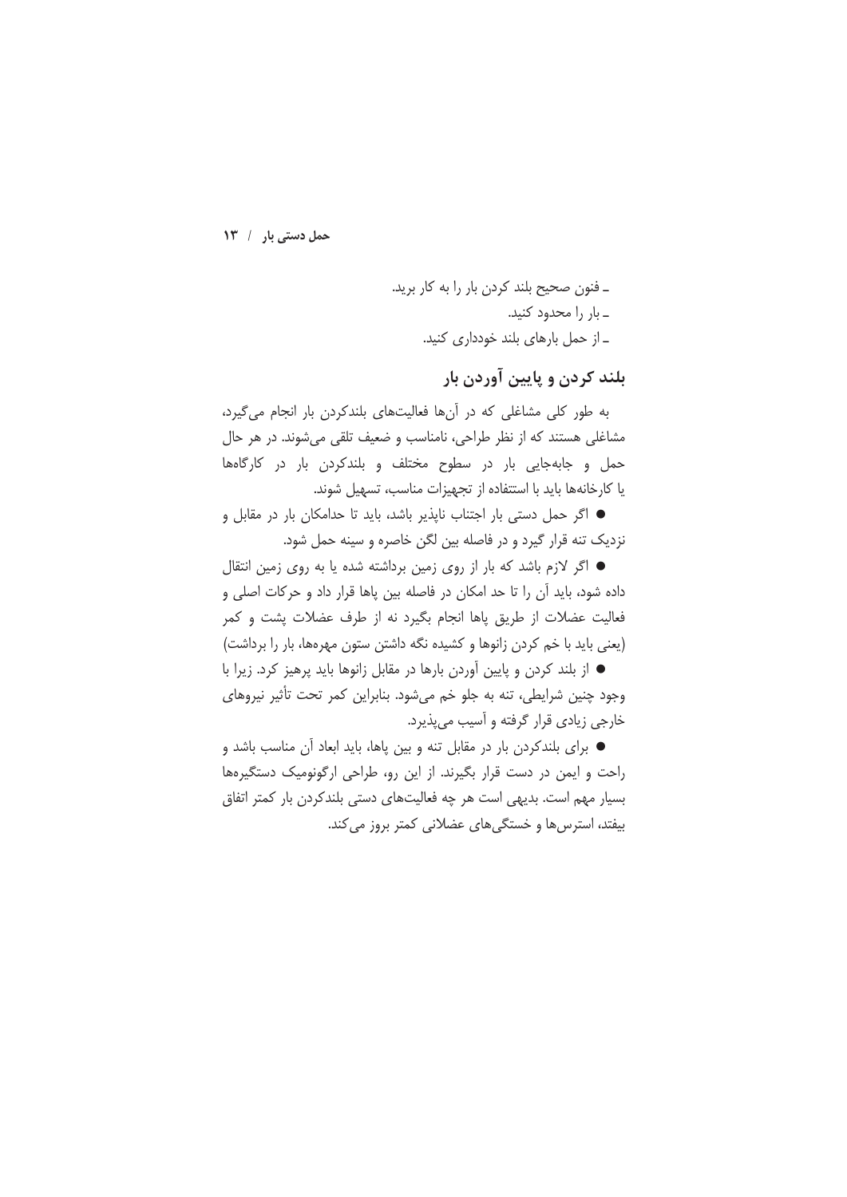ـ فنون صحیح بلند کردن بار را به کار برید.
ـ بار را محدود کنید.
ـ از حمل بارهای بلند خودداری کنید.

## بلند کردن و پایین آوردن بار

به طور کلی مشاغلی که در آن‌ها فعالیت‌های بلندکردن بار انجام می‌گیرد، مشاغلی هستند که از نظر طراحی، نامناسب و ضعیف تلقی می‌شوند. در هر حال حمل و جابه‌جایی بار در سطوح مختلف و بلندکردن بار در کارگاه‌ها یا کارخانه‌ها باید با استفاده از تجهیزات مناسب، تسهیل شوند.

- اگر حمل دستی بار اجتناب ناپذیر باشد، باید تا حدامکان بار در مقابل و نزدیک تنه قرار گیرد و در فاصله بین لگن خاصره و سینه حمل شود.
- اگر لازم باشد که بار از روی زمین برداشته شده یا به روی زمین انتقال داده شود، باید آن را تا حد امکان در فاصله بین پاها قرار داد و حرکات اصلی و فعالیت عضلات از طریق پاها انجام بگیرد نه از طرف عضلات پشت و کمر (یعنی باید با خم کردن زانوها و کشیده نگه داشتن ستون مهره‌ها، بار را برداشت)
- از بلند کردن و پایین آوردن بارها در مقابل زانوها باید پرهیز کرد. زیرا با وجود چنین شرایطی، تنه به جلو خم می‌شود. بنابراین کمر تحت تأثیر نیروهای خارجی زیادی قرار گرفته و آسیب می‌پذیرد.
- برای بلندکردن بار در مقابل تنه و بین پاها، باید ابعاد آن مناسب باشد و راحت و ایمن در دست قرار بگیرند. از این رو، طراحی ارگونومیک دستگیره‌ها بسیار مهم است. بدیهی است هر چه فعالیت‌های دستی بلندکردن بار کمتر اتفاق بیفتد، استرس‌ها و خستگی‌های عضلانی کمتر بروز می‌کند.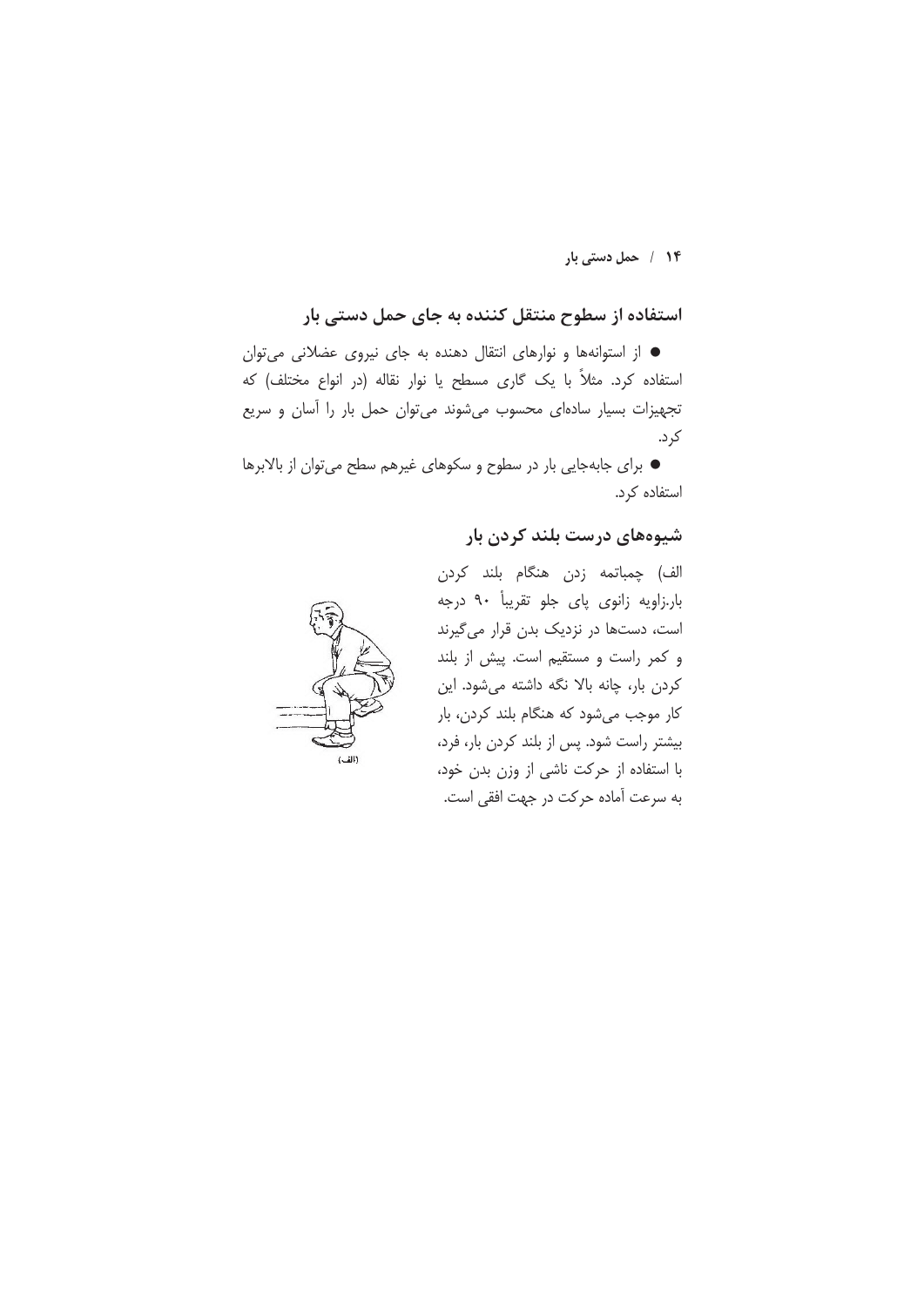## استفاده از سطوح منتقل کننده به جای حمل دستی بار

- از استوانه‌ها و نوارهای انتقال دهنده به جای نیروی عضلانی می‌توان استفاده کرد. مثلاً با یک گاری مسطح یا نوار نقاله (در انواع مختلف) که تجهیزات بسیار ساده‌ای محسوب می‌شوند می‌توان حمل بار را آسان و سریع کرد.
- برای جابه‌جایی بار در سطوح و سکوهای غیرهم سطح می‌توان از بالابرها استفاده کرد.

## شیوه‌های درست بلند کردن بار

الف) چمباتمه زدن هنگام بلند کردن بار.زاویه زانوی پای جلو تقریباً ۹۰ درجه است، دست‌ها در نزدیک بدن قرار می‌گیرند و کمر راست و مستقیم است. پیش از بلند کردن بار، چانه بالا نگه داشته می‌شود. این کار موجب می‌شود که هنگام بلند کردن، بار بیشتر راست شود. پس از بلند کردن بار، فرد، با استفاده از حرکت ناشی از وزن بدن خود، به سرعت آماده حرکت در جهت افقی است.

(الف)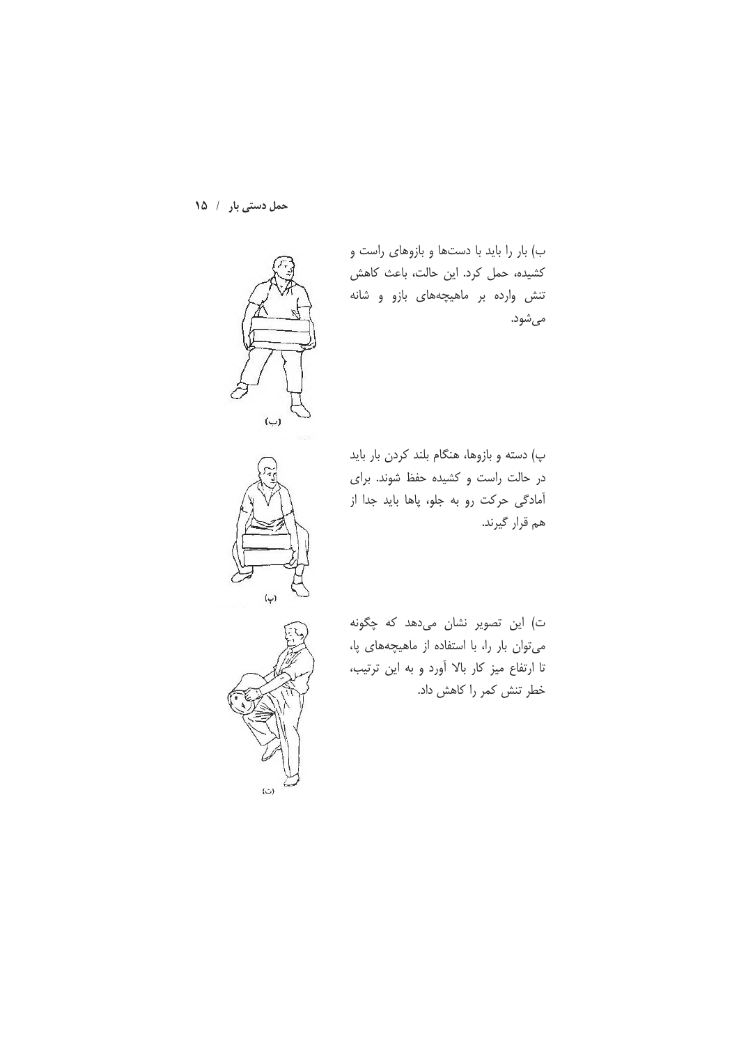ب) بار را باید با دست‌ها و بازوهای راست و کشیده، حمل کرد. این حالت، باعث کاهش تنش وارده بر ماهیچه‌های بازو و شانه می‌شود.

(ب)

پ) دسته و بازوها، هنگام بلند کردن بار باید در حالت راست و کشیده حفظ شوند. برای آمادگی حرکت رو به جلو، پاها باید جدا از هم قرار گیرند.

(پ)

ت) این تصویر نشان می‌دهد که چگونه می‌توان بار را، با استفاده از ماهیچه‌های پا، تا ارتفاع میز کار بالا آورد و به این ترتیب، خطر تنش کمر را کاهش داد.

(ت)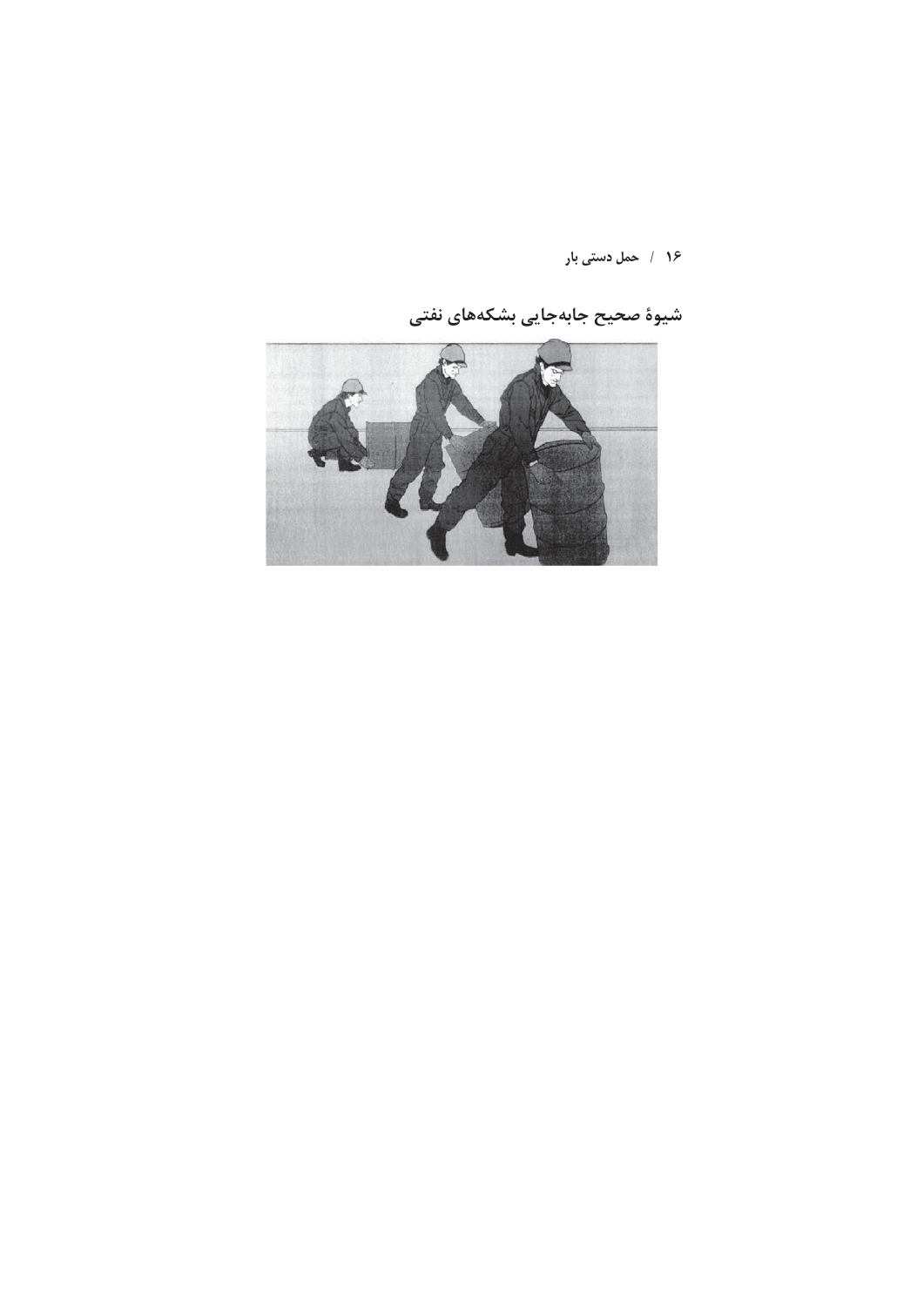## شیوهٔ صحیح جابه‌جایی بشکه‌های نفتی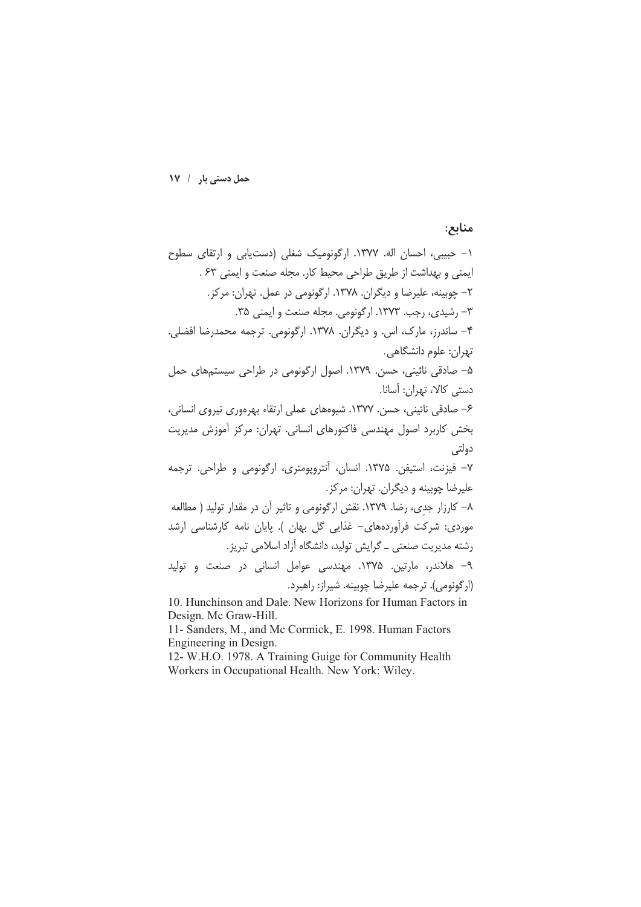## منابع:

۱- حبیبی، احسان اله. ۱۳۷۷. ارگونومیک شغلی (دست‌یابی و ارتقای سطوح ایمنی و بهداشت از طریق طراحی محیط کار. مجله صنعت و ایمنی ۶۳ .

۲- چوبینه، علیرضا و دیگران. ۱۳۷۸. ارگونومی در عمل. تهران: مرکز.

۳- رشیدی، رجب. ۱۳۷۳. ارگونومی. مجله صنعت و ایمنی ۳۵.

۴- ساندرز، مارک، اس. و دیگران. ۱۳۷۸. ارگونومی. ترجمه محمدرضا افضلی. تهران: علوم دانشگاهی.

۵- صادقی نائینی، حسن. ۱۳۷۹. اصول ارگونومی در طراحی سیستم‌های حمل دستی کالا، تهران: آسانا.

۶- صادقی نائینی، حسن. ۱۳۷۷. شیوه‌های عملی ارتقاء بهره‌وری نیروی انسانی، بخش کاربرد اصول مهندسی فاکتورهای انسانی. تهران: مرکز آموزش مدیریت دولتی

۷- فیزنت، استیفن. ۱۳۷۵. انسان، آنتروپومتری، ارگونومی و طراحی. ترجمه علیرضا چوبینه و دیگران. تهران: مرکز.

۸- کارزار جدی، رضا. ۱۳۷۹. نقش ارگونومی و تاثیر آن در مقدار تولید ( مطالعه موردی: شرکت فرآورده‌های- غذایی گل بهان ). پایان نامه کارشناسی ارشد رشته مدیریت صنعتی ـ گرایش تولید، دانشگاه آزاد اسلامی تبریز.

۹- هلاندر، مارتین. ۱۳۷۵. مهندسی عوامل انسانی در صنعت و تولید (ارگونومی). ترجمه علیرضا چوبینه. شیراز: راهبرد.

10. Hunchinson and Dale. New Horizons for Human Factors in Design. Mc Graw-Hill.

11- Sanders, M., and Mc Cormick, E. 1998. Human Factors Engineering in Design.

12- W.H.O. 1978. A Training Guige for Community Health Workers in Occupational Health. New York: Wiley.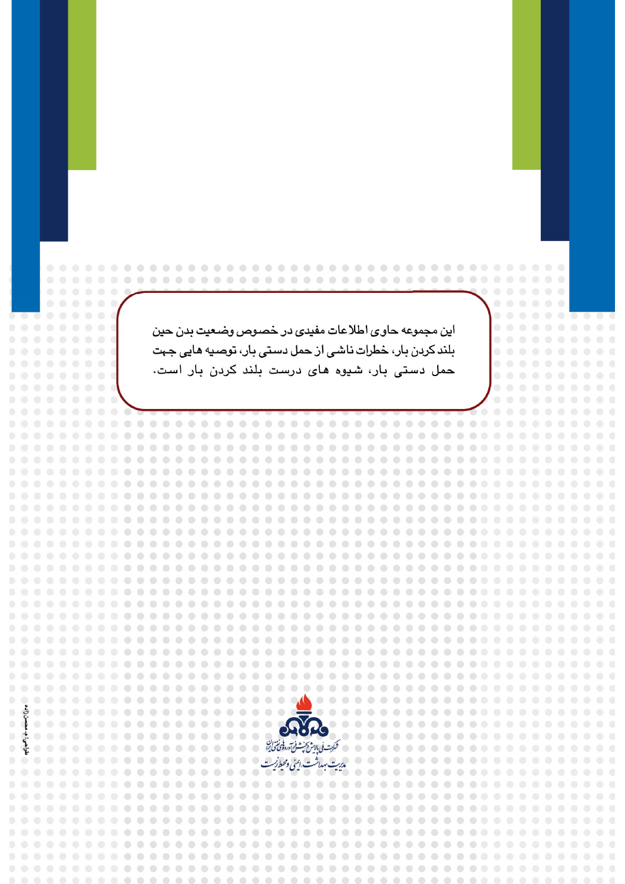این مجموعه حاوی اطلاعات مفیدی در خصوص وضعیت بدن حین بلند کردن بار، خطرات ناشی از حمل دستی بار، توصیه هایی جهت حمل دستی بار، شیوه های درست بلند کردن بار است.

شرکت ملی پالایش و پخش فرآورده های نفتی ایران

مدیریت بهداشت، ایمنی و محیط زیست